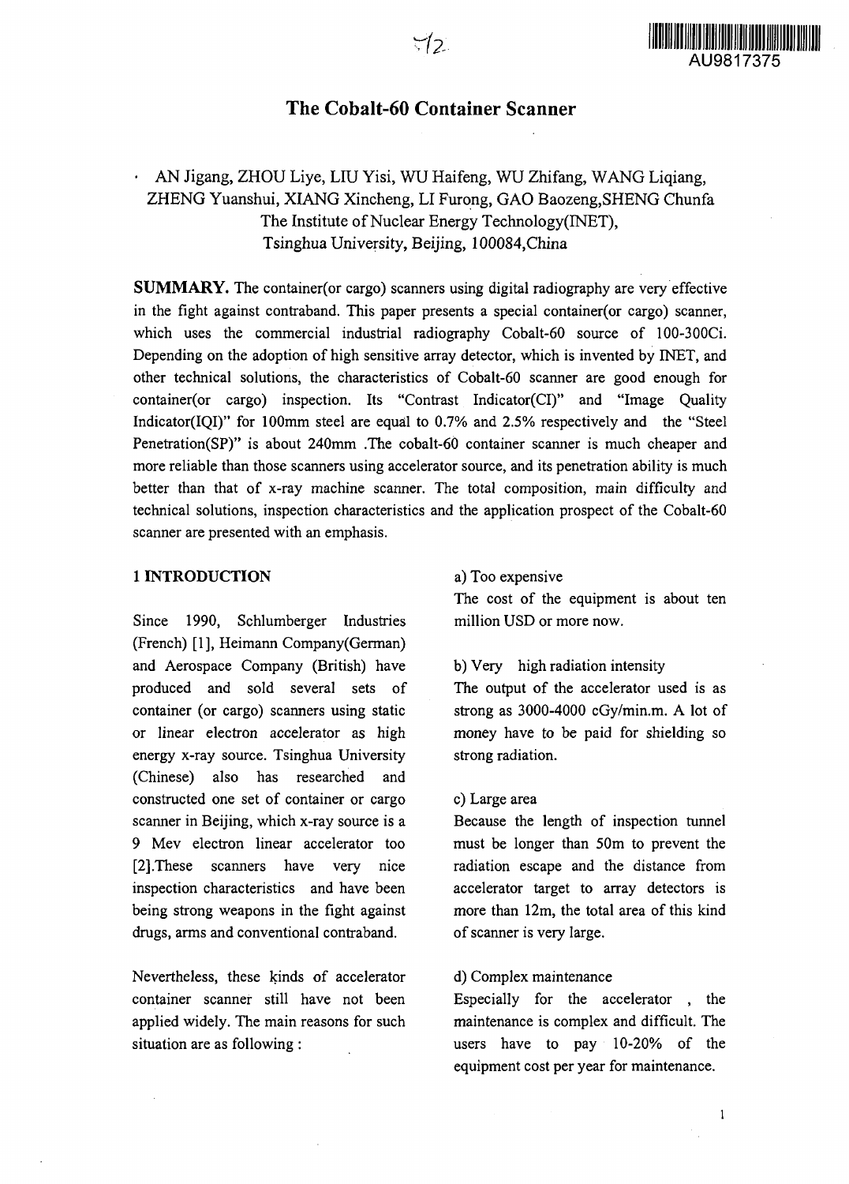# The Cobalt-60 Container Scanner

AN Jigang, ZHOU Liye, LIU Yisi, WU Haifeng, WU Zhifang, WANG Liqiang, ZHENG Yuanshui, XIANG Xincheng, LI Furong, GAO Baozeng, SHENG Chunfa
The Institute of Nuclear Energy Technology(INET),
Tsinghua University, Beijing, 100084, China

**SUMMARY.** The container(or cargo) scanners using digital radiography are very effective in the fight against contraband. This paper presents a special container(or cargo) scanner, which uses the commercial industrial radiography Cobalt-60 source of 100-300Ci. Depending on the adoption of high sensitive array detector, which is invented by INET, and other technical solutions, the characteristics of Cobalt-60 scanner are good enough for container(or cargo) inspection. Its "Contrast Indicator(CI)" and "Image Quality Indicator(IQI)" for 100mm steel are equal to 0.7% and 2.5% respectively and the "Steel Penetration(SP)" is about 240mm .The cobalt-60 container scanner is much cheaper and more reliable than those scanners using accelerator source, and its penetration ability is much better than that of x-ray machine scanner. The total composition, main difficulty and technical solutions, inspection characteristics and the application prospect of the Cobalt-60 scanner are presented with an emphasis.

## 1 INTRODUCTION

Since 1990, Schlumberger Industries (French) [1], Heimann Company(German) and Aerospace Company (British) have produced and sold several sets of container (or cargo) scanners using static or linear electron accelerator as high energy x-ray source. Tsinghua University (Chinese) also has researched and constructed one set of container or cargo scanner in Beijing, which x-ray source is a 9 Mev electron linear accelerator too [2].These scanners have very nice inspection characteristics and have been being strong weapons in the fight against drugs, arms and conventional contraband.

Nevertheless, these kinds of accelerator container scanner still have not been applied widely. The main reasons for such situation are as following :

a) Too expensive

The cost of the equipment is about ten million USD or more now.

b) Very high radiation intensity

The output of the accelerator used is as strong as 3000-4000 cGy/min.m. A lot of money have to be paid for shielding so strong radiation.

c) Large area

Because the length of inspection tunnel must be longer than 50m to prevent the radiation escape and the distance from accelerator target to array detectors is more than 12m, the total area of this kind of scanner is very large.

d) Complex maintenance

Especially for the accelerator , the maintenance is complex and difficult. The users have to pay 10-20% of the equipment cost per year for maintenance.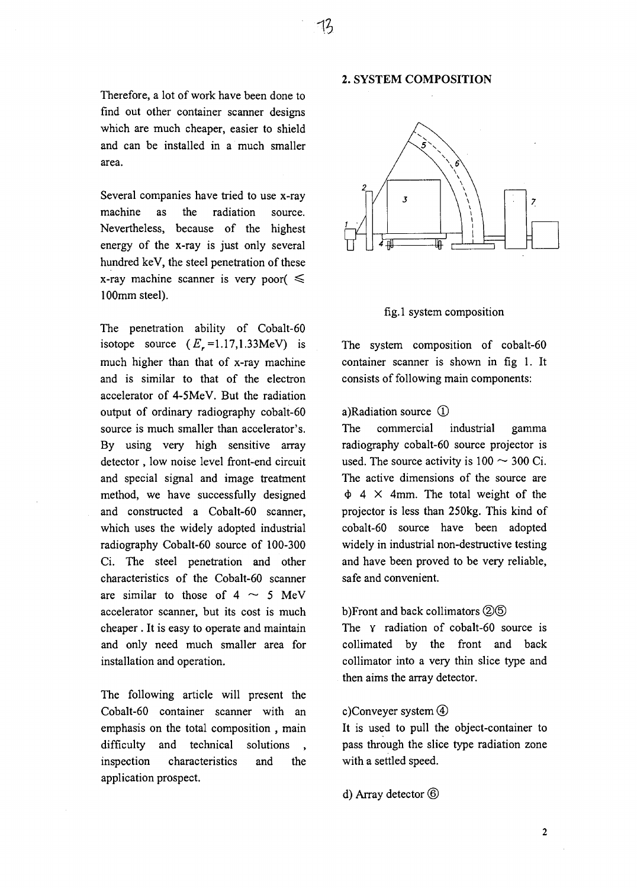Therefore, a lot of work have been done to find out other container scanner designs which are much cheaper, easier to shield and can be installed in a much smaller area.

Several companies have tried to use x-ray machine as the radiation source. Nevertheless, because of the highest energy of the x-ray is just only several hundred keV, the steel penetration of these x-ray machine scanner is very poor( ≤ 100mm steel).

The penetration ability of Cobalt-60 isotope source ( $E_r$=1.17,1.33MeV) is much higher than that of x-ray machine and is similar to that of the electron accelerator of 4-5MeV. But the radiation output of ordinary radiography cobalt-60 source is much smaller than accelerator's. By using very high sensitive array detector , low noise level front-end circuit and special signal and image treatment method, we have successfully designed and constructed a Cobalt-60 scanner, which uses the widely adopted industrial radiography Cobalt-60 source of 100-300 Ci. The steel penetration and other characteristics of the Cobalt-60 scanner are similar to those of 4 ~ 5 MeV accelerator scanner, but its cost is much cheaper . It is easy to operate and maintain and only need much smaller area for installation and operation.

The following article will present the Cobalt-60 container scanner with an emphasis on the total composition , main difficulty and technical solutions , inspection characteristics and the application prospect.

## 2. SYSTEM COMPOSITION

fig.1 system composition

The system composition of cobalt-60 container scanner is shown in fig 1. It consists of following main components:

a)Radiation source ①

The commercial industrial gamma radiography cobalt-60 source projector is used. The source activity is 100 ~ 300 Ci. The active dimensions of the source are Φ 4 × 4mm. The total weight of the projector is less than 250kg. This kind of cobalt-60 source have been adopted widely in industrial non-destructive testing and have been proved to be very reliable, safe and convenient.

b)Front and back collimators ②⑤

The γ radiation of cobalt-60 source is collimated by the front and back collimator into a very thin slice type and then aims the array detector.

c)Conveyer system ④

It is used to pull the object-container to pass through the slice type radiation zone with a settled speed.

d) Array detector ⑥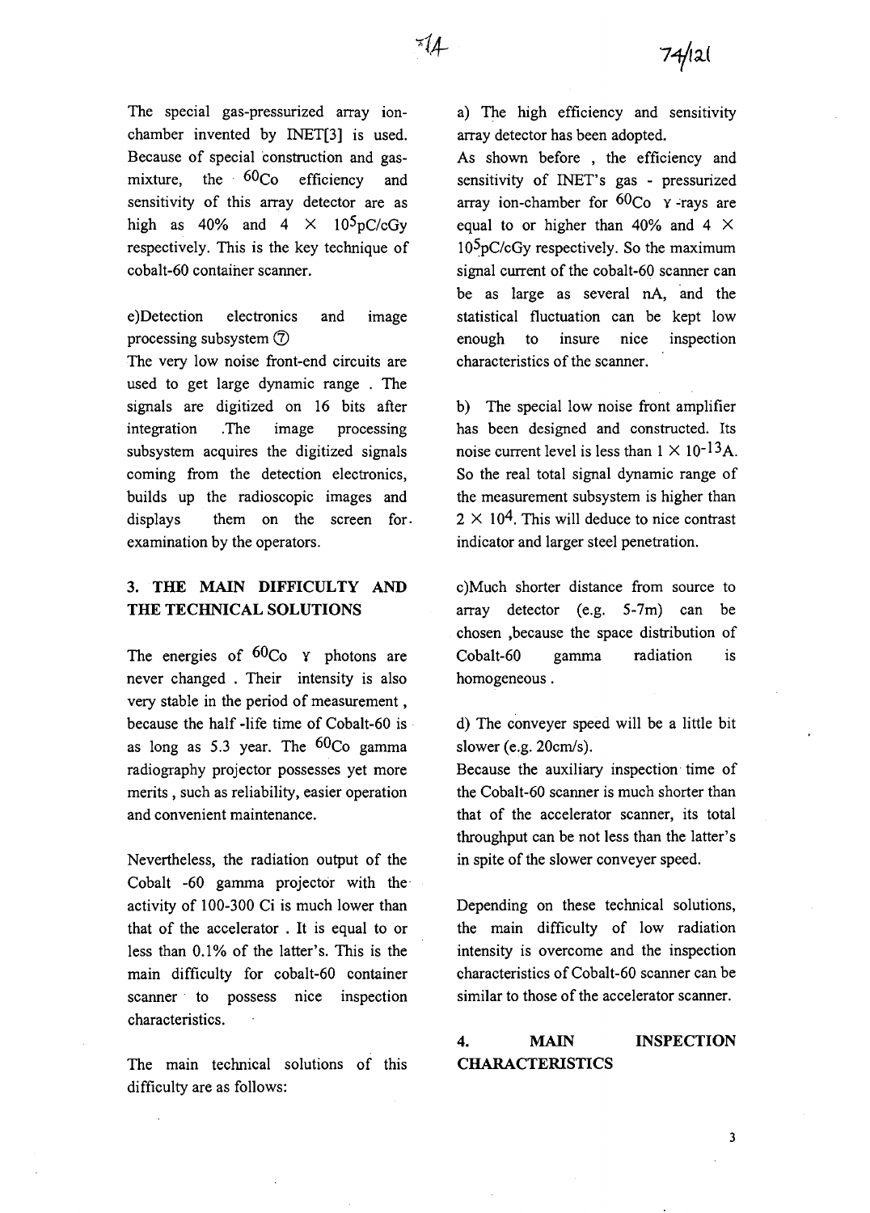The special gas-pressurized array ion-chamber invented by INET[3] is used. Because of special construction and gas-mixture, the $^{60}Co$ efficiency and sensitivity of this array detector are as high as 40% and $4 \times 10^5$pC/cGy respectively. This is the key technique of cobalt-60 container scanner.

e)Detection electronics and image processing subsystem ⑦

The very low noise front-end circuits are used to get large dynamic range . The signals are digitized on 16 bits after integration .The image processing subsystem acquires the digitized signals coming from the detection electronics, builds up the radioscopic images and displays them on the screen for examination by the operators.

## 3. THE MAIN DIFFICULTY AND THE TECHNICAL SOLUTIONS

The energies of $^{60}Co$ $\gamma$ photons are never changed . Their intensity is also very stable in the period of measurement , because the half -life time of Cobalt-60 is as long as 5.3 year. The $^{60}Co$ gamma radiography projector possesses yet more merits , such as reliability, easier operation and convenient maintenance.

Nevertheless, the radiation output of the Cobalt -60 gamma projector with the activity of 100-300 Ci is much lower than that of the accelerator . It is equal to or less than 0.1% of the latter's. This is the main difficulty for cobalt-60 container scanner to possess nice inspection characteristics.

The main technical solutions of this difficulty are as follows:

a) The high efficiency and sensitivity array detector has been adopted.

As shown before , the efficiency and sensitivity of INET's gas - pressurized array ion-chamber for $^{60}Co$ $\gamma$ -rays are equal to or higher than 40% and $4 \times 10^5$pC/cGy respectively. So the maximum signal current of the cobalt-60 scanner can be as large as several nA, and the statistical fluctuation can be kept low enough to insure nice inspection characteristics of the scanner.

b) The special low noise front amplifier has been designed and constructed. Its noise current level is less than $1 \times 10^{-13}$A. So the real total signal dynamic range of the measurement subsystem is higher than $2 \times 10^4$. This will deduce to nice contrast indicator and larger steel penetration.

c)Much shorter distance from source to array detector (e.g. 5-7m) can be chosen ,because the space distribution of Cobalt-60 gamma radiation is homogeneous .

d) The conveyer speed will be a little bit slower (e.g. 20cm/s).

Because the auxiliary inspection time of the Cobalt-60 scanner is much shorter than that of the accelerator scanner, its total throughput can be not less than the latter's in spite of the slower conveyer speed.

Depending on these technical solutions, the main difficulty of low radiation intensity is overcome and the inspection characteristics of Cobalt-60 scanner can be similar to those of the accelerator scanner.

## 4. MAIN INSPECTION CHARACTERISTICS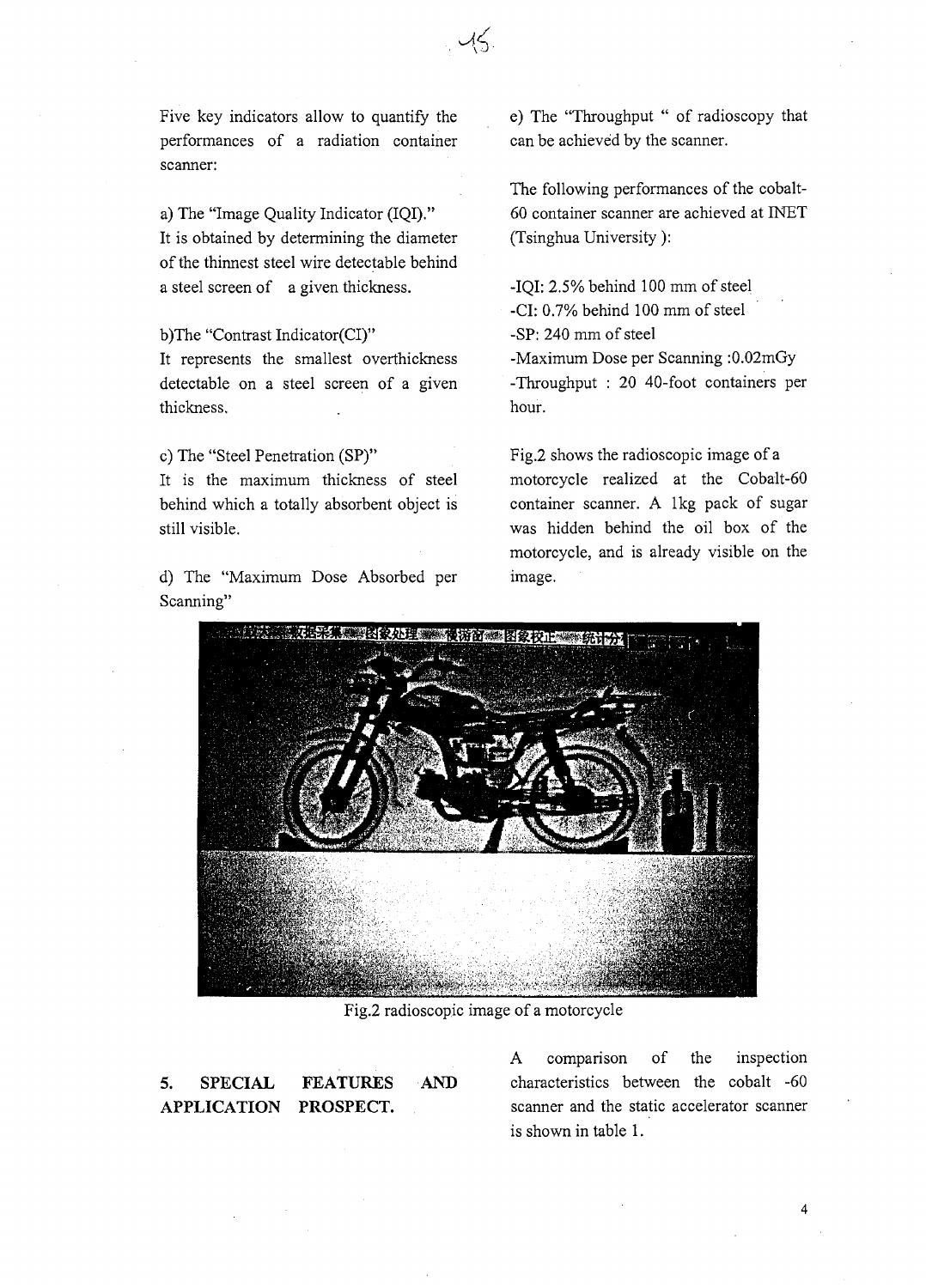Five key indicators allow to quantify the performances of a radiation container scanner:

a) The "Image Quality Indicator (IQI)."
It is obtained by determining the diameter of the thinnest steel wire detectable behind a steel screen of a given thickness.

b)The "Contrast Indicator(CI)"
It represents the smallest overthickness detectable on a steel screen of a given thickness.

c) The "Steel Penetration (SP)"
It is the maximum thickness of steel behind which a totally absorbent object is still visible.

d) The "Maximum Dose Absorbed per Scanning"

e) The "Throughput " of radioscopy that can be achieved by the scanner.

The following performances of the cobalt-60 container scanner are achieved at INET (Tsinghua University ):

-IQI: 2.5% behind 100 mm of steel
-CI: 0.7% behind 100 mm of steel
-SP: 240 mm of steel
-Maximum Dose per Scanning :0.02mGy
-Throughput : 20 40-foot containers per hour.

Fig.2 shows the radioscopic image of a motorcycle realized at the Cobalt-60 container scanner. A 1kg pack of sugar was hidden behind the oil box of the motorcycle, and is already visible on the image.

Fig.2 radioscopic image of a motorcycle

## 5. SPECIAL FEATURES AND APPLICATION PROSPECT.

A comparison of the inspection characteristics between the cobalt -60 scanner and the static accelerator scanner is shown in table 1.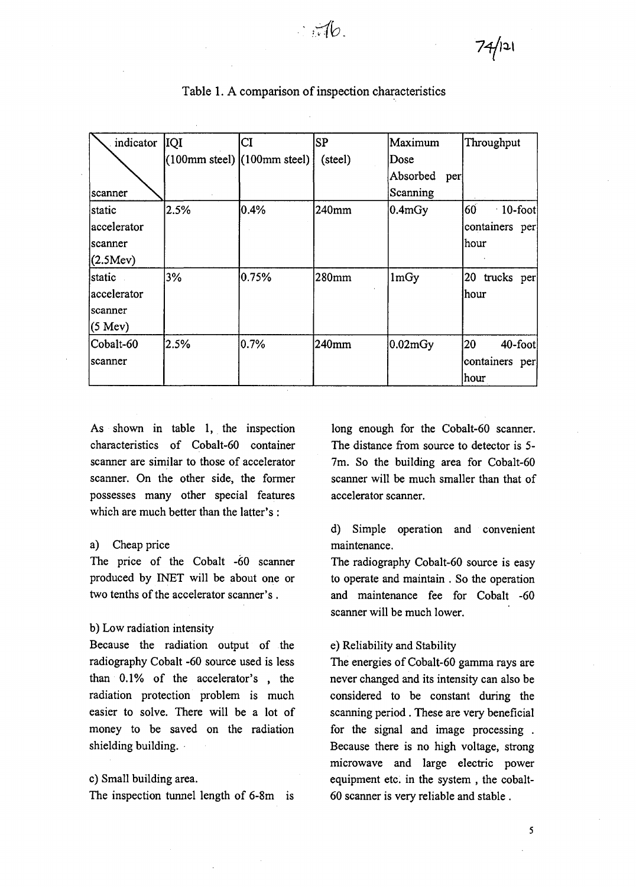Table 1. A comparison of inspection characteristics

| indicator / scanner | IQI (100mm steel) | CI (100mm steel) | SP (steel) | Maximum Dose Absorbed per Scanning | Throughput |
|---|---|---|---|---|---|
| static accelerator scanner (2.5Mev) | 2.5% | 0.4% | 240mm | 0.4mGy | 60 10-foot containers per hour |
| static accelerator scanner (5 Mev) | 3% | 0.75% | 280mm | 1mGy | 20 trucks per hour |
| Cobalt-60 scanner | 2.5% | 0.7% | 240mm | 0.02mGy | 20 40-foot containers per hour |

As shown in table 1, the inspection characteristics of Cobalt-60 container scanner are similar to those of accelerator scanner. On the other side, the former possesses many other special features which are much better than the latter's :

a) Cheap price

The price of the Cobalt -60 scanner produced by INET will be about one or two tenths of the accelerator scanner's .

b) Low radiation intensity

Because the radiation output of the radiography Cobalt -60 source used is less than 0.1% of the accelerator's , the radiation protection problem is much easier to solve. There will be a lot of money to be saved on the radiation shielding building.

c) Small building area.

The inspection tunnel length of 6-8m is long enough for the Cobalt-60 scanner. The distance from source to detector is 5-7m. So the building area for Cobalt-60 scanner will be much smaller than that of accelerator scanner.

d) Simple operation and convenient maintenance.

The radiography Cobalt-60 source is easy to operate and maintain . So the operation and maintenance fee for Cobalt -60 scanner will be much lower.

e) Reliability and Stability

The energies of Cobalt-60 gamma rays are never changed and its intensity can also be considered to be constant during the scanning period . These are very beneficial for the signal and image processing . Because there is no high voltage, strong microwave and large electric power equipment etc. in the system , the cobalt-60 scanner is very reliable and stable .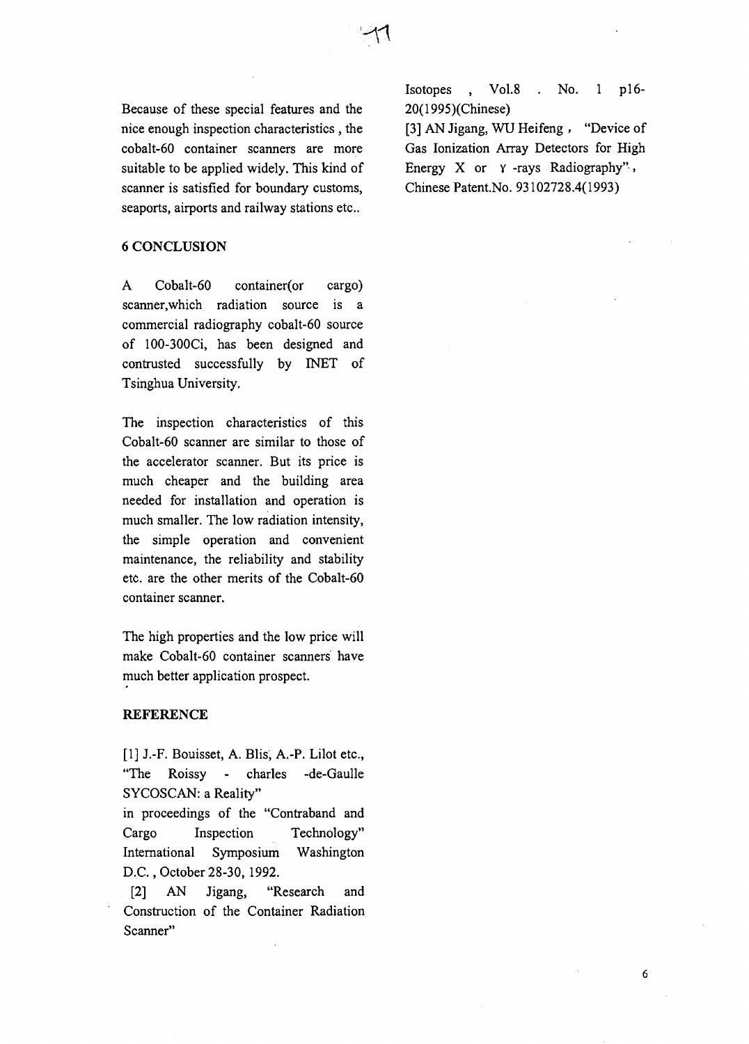Because of these special features and the nice enough inspection characteristics , the cobalt-60 container scanners are more suitable to be applied widely. This kind of scanner is satisfied for boundary customs, seaports, airports and railway stations etc..

## 6 CONCLUSION

A Cobalt-60 container(or cargo) scanner,which radiation source is a commercial radiography cobalt-60 source of 100-300Ci, has been designed and contrusted successfully by INET of Tsinghua University.

The inspection characteristics of this Cobalt-60 scanner are similar to those of the accelerator scanner. But its price is much cheaper and the building area needed for installation and operation is much smaller. The low radiation intensity, the simple operation and convenient maintenance, the reliability and stability etc. are the other merits of the Cobalt-60 container scanner.

The high properties and the low price will make Cobalt-60 container scanners have much better application prospect.

## REFERENCE

[1] J.-F. Bouisset, A. Blis, A.-P. Lilot etc., "The Roissy - charles -de-Gaulle SYCOSCAN: a Reality"
in proceedings of the "Contraband and Cargo Inspection Technology" International Symposium Washington D.C. , October 28-30, 1992.

[2] AN Jigang, "Research and Construction of the Container Radiation Scanner"
Isotopes , Vol.8 . No. 1 p16-20(1995)(Chinese)

[3] AN Jigang, WU Heifeng , "Device of Gas Ionization Array Detectors for High Energy X or γ -rays Radiography" , Chinese Patent.No. 93102728.4(1993)